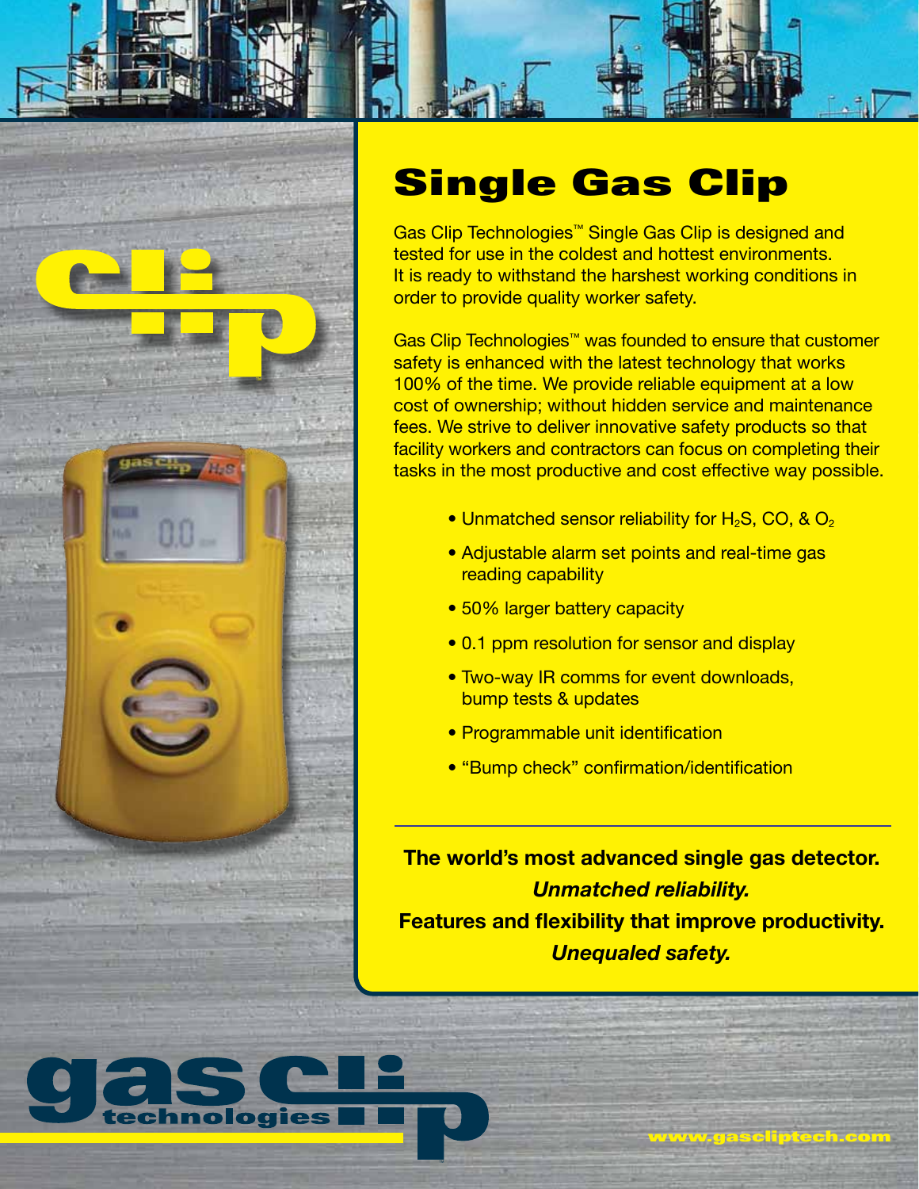# Single Gas Clip

Gas Clip Technologies™ Single Gas Clip is designed and tested for use in the coldest and hottest environments. It is ready to withstand the harshest working conditions in order to provide quality worker safety.

Gas Clip Technologies™ was founded to ensure that customer safety is enhanced with the latest technology that works 100% of the time. We provide reliable equipment at a low cost of ownership; without hidden service and maintenance fees. We strive to deliver innovative safety products so that facility workers and contractors can focus on completing their tasks in the most productive and cost effective way possible.

- Unmatched sensor reliability for $H_2S$, CO, & $O_2$
- Adjustable alarm set points and real-time gas reading capability
- 50% larger battery capacity
- 0.1 ppm resolution for sensor and display
- Two-way IR comms for event downloads, bump tests & updates
- Programmable unit identification
- "Bump check" confirmation/identification

---

**The world's most advanced single gas detector.**

***Unmatched reliability.***

**Features and flexibility that improve productivity.**

***Unequaled safety.***

gas clip technologies

www.gascliptech.com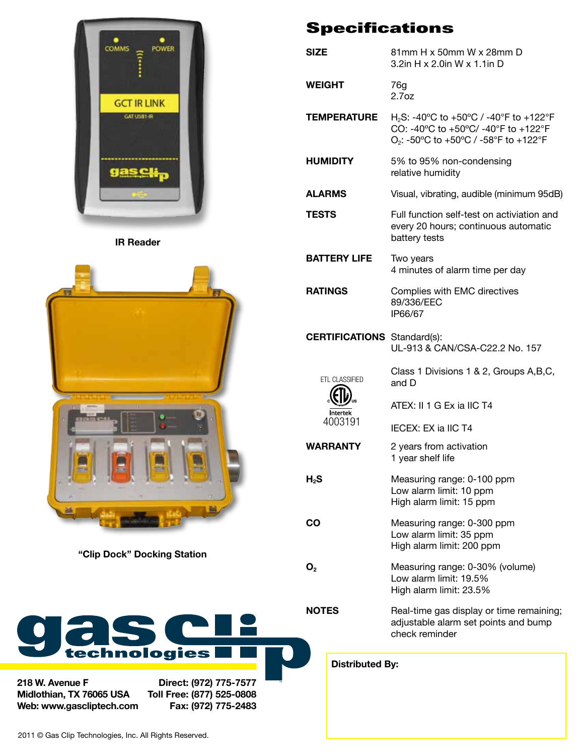IR Reader

"Clip Dock" Docking Station

218 W. Avenue F
Midlothian, TX 76065 USA
Web: www.gascliptech.com

Direct: (972) 775-7577
Toll Free: (877) 525-0808
Fax: (972) 775-2483

2011 © Gas Clip Technologies, Inc. All Rights Reserved.

# Specifications

| | |
|---|---|
| **SIZE** | 81mm H x 50mm W x 28mm D<br>3.2in H x 2.0in W x 1.1in D |
| **WEIGHT** | 76g<br>2.7oz |
| **TEMPERATURE** | $H_2S$: -40ºC to +50ºC / -40°F to +122°F<br>CO: -40ºC to +50ºC/ -40°F to +122°F<br>$O_2$: -50ºC to +50ºC / -58°F to +122°F |
| **HUMIDITY** | 5% to 95% non-condensing relative humidity |
| **ALARMS** | Visual, vibrating, audible (minimum 95dB) |
| **TESTS** | Full function self-test on activiation and every 20 hours; continuous automatic battery tests |
| **BATTERY LIFE** | Two years<br>4 minutes of alarm time per day |
| **RATINGS** | Complies with EMC directives 89/336/EEC<br>IP66/67 |
| **CERTIFICATIONS** | Standard(s):<br>UL-913 & CAN/CSA-C22.2 No. 157 |
| ETL CLASSIFIED<br>Intertek<br>4003191 | Class 1 Divisions 1 & 2, Groups A,B,C, and D<br>ATEX: II 1 G Ex ia IIC T4<br>IECEX: EX ia IIC T4 |
| **WARRANTY** | 2 years from activation<br>1 year shelf life |
| **$H_2S$** | Measuring range: 0-100 ppm<br>Low alarm limit: 10 ppm<br>High alarm limit: 15 ppm |
| **CO** | Measuring range: 0-300 ppm<br>Low alarm limit: 35 ppm<br>High alarm limit: 200 ppm |
| **$O_2$** | Measuring range: 0-30% (volume)<br>Low alarm limit: 19.5%<br>High alarm limit: 23.5% |
| **NOTES** | Real-time gas display or time remaining; adjustable alarm set points and bump check reminder |

**Distributed By:**